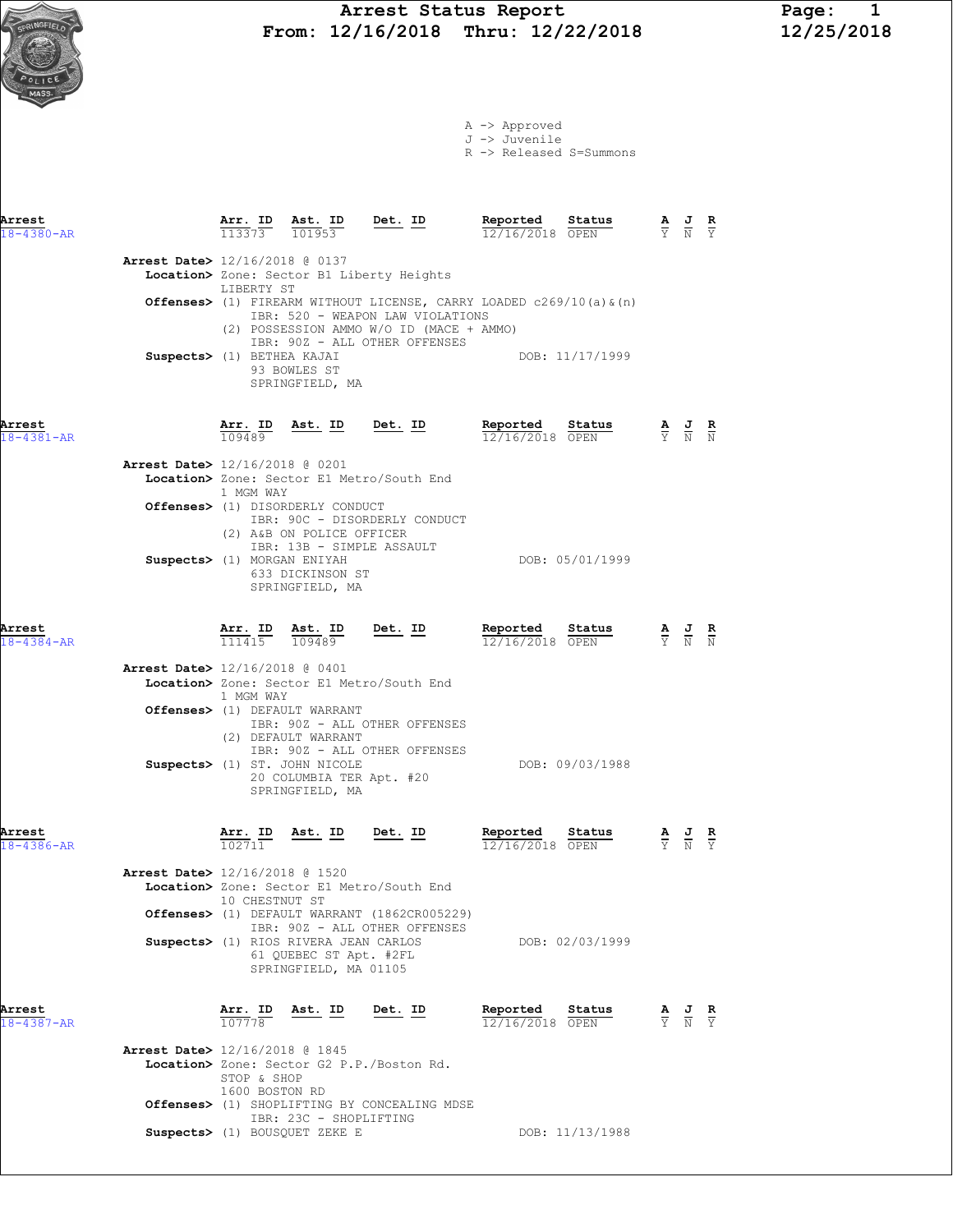# Arrest Status Report
**From: 12/16/2018 Thru: 12/22/2018**

12/25/2018

A -> Approved
J -> Juvenile
R -> Released S=Summons

| Arrest | Arr. ID | Ast. ID | Det. ID | Reported | Status | A | J | R |
|---|---|---|---|---|---|---|---|---|
| 18-4380-AR | 113373 | 101953 | | 12/16/2018 | OPEN | Y | N | Y |

**Arrest Date>** 12/16/2018 @ 0137
**Location>** Zone: Sector B1 Liberty Heights
LIBERTY ST
**Offenses>** (1) FIREARM WITHOUT LICENSE, CARRY LOADED c269/10(a)&(n)
IBR: 520 - WEAPON LAW VIOLATIONS
(2) POSSESSION AMMO W/O ID (MACE + AMMO)
IBR: 90Z - ALL OTHER OFFENSES
**Suspects>** (1) BETHEA KAJAI — DOB: 11/17/1999
93 BOWLES ST
SPRINGFIELD, MA

| Arrest | Arr. ID | Ast. ID | Det. ID | Reported | Status | A | J | R |
|---|---|---|---|---|---|---|---|---|
| 18-4381-AR | 109489 | | | 12/16/2018 | OPEN | Y | N | N |

**Arrest Date>** 12/16/2018 @ 0201
**Location>** Zone: Sector E1 Metro/South End
1 MGM WAY
**Offenses>** (1) DISORDERLY CONDUCT
IBR: 90C - DISORDERLY CONDUCT
(2) A&B ON POLICE OFFICER
IBR: 13B - SIMPLE ASSAULT
**Suspects>** (1) MORGAN ENIYAH — DOB: 05/01/1999
633 DICKINSON ST
SPRINGFIELD, MA

| Arrest | Arr. ID | Ast. ID | Det. ID | Reported | Status | A | J | R |
|---|---|---|---|---|---|---|---|---|
| 18-4384-AR | 111415 | 109489 | | 12/16/2018 | OPEN | Y | N | N |

**Arrest Date>** 12/16/2018 @ 0401
**Location>** Zone: Sector E1 Metro/South End
1 MGM WAY
**Offenses>** (1) DEFAULT WARRANT
IBR: 90Z - ALL OTHER OFFENSES
(2) DEFAULT WARRANT
IBR: 90Z - ALL OTHER OFFENSES
**Suspects>** (1) ST. JOHN NICOLE — DOB: 09/03/1988
20 COLUMBIA TER Apt. #20
SPRINGFIELD, MA

| Arrest | Arr. ID | Ast. ID | Det. ID | Reported | Status | A | J | R |
|---|---|---|---|---|---|---|---|---|
| 18-4386-AR | 102711 | | | 12/16/2018 | OPEN | Y | N | Y |

**Arrest Date>** 12/16/2018 @ 1520
**Location>** Zone: Sector E1 Metro/South End
10 CHESTNUT ST
**Offenses>** (1) DEFAULT WARRANT (1862CR005229)
IBR: 90Z - ALL OTHER OFFENSES
**Suspects>** (1) RIOS RIVERA JEAN CARLOS — DOB: 02/03/1999
61 QUEBEC ST Apt. #2FL
SPRINGFIELD, MA 01105

| Arrest | Arr. ID | Ast. ID | Det. ID | Reported | Status | A | J | R |
|---|---|---|---|---|---|---|---|---|
| 18-4387-AR | 107778 | | | 12/16/2018 | OPEN | Y | N | Y |

**Arrest Date>** 12/16/2018 @ 1845
**Location>** Zone: Sector G2 P.P./Boston Rd.
STOP & SHOP
1600 BOSTON RD
**Offenses>** (1) SHOPLIFTING BY CONCEALING MDSE
IBR: 23C - SHOPLIFTING
**Suspects>** (1) BOUSQUET ZEKE E — DOB: 11/13/1988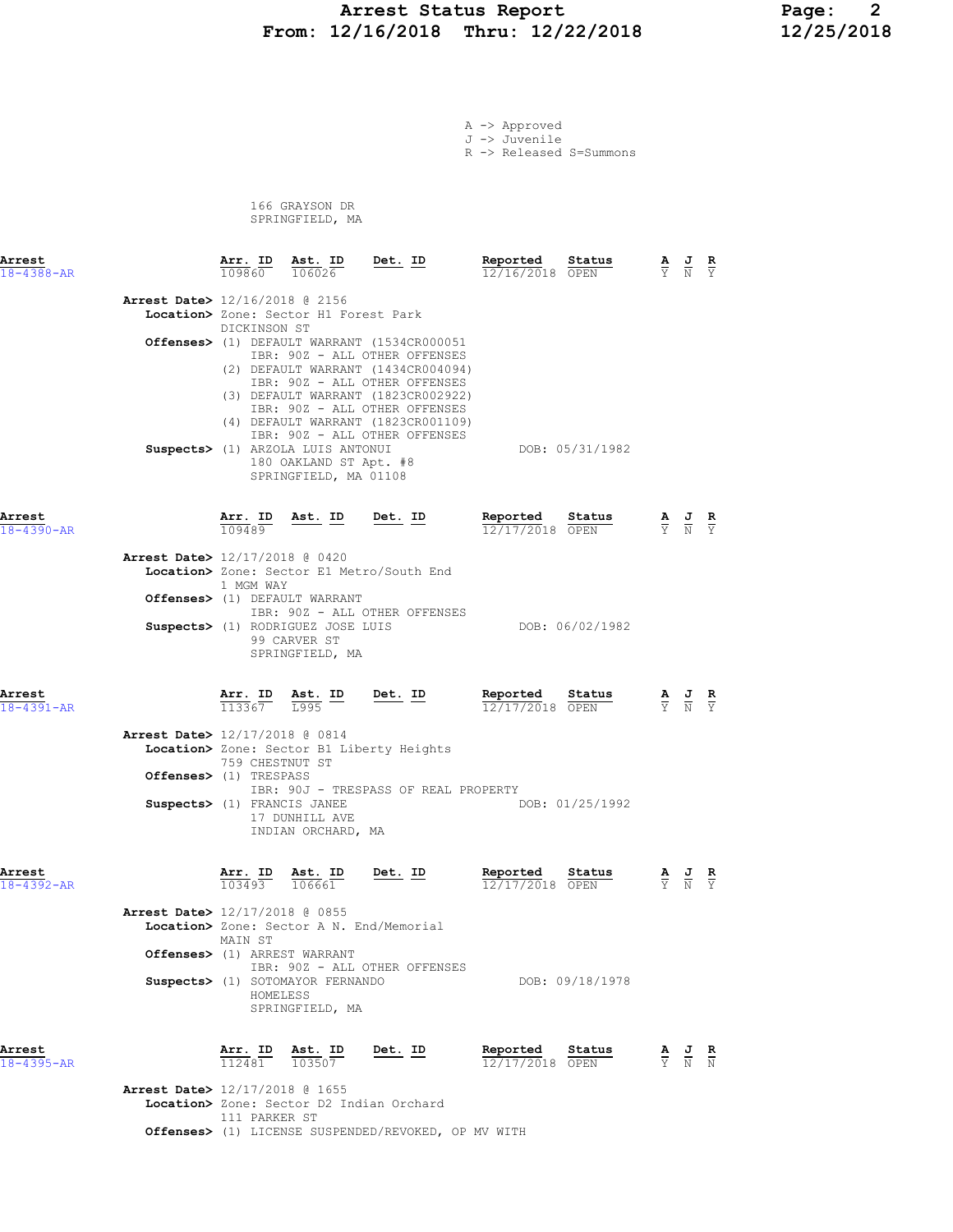A -> Approved
J -> Juvenile
R -> Released S=Summons

166 GRAYSON DR
SPRINGFIELD, MA

| Arrest | Arr. ID | Ast. ID | Det. ID | Reported | Status | A | J | R |
|---|---|---|---|---|---|---|---|---|
| 18-4388-AR | 109860 | 106026 | | 12/16/2018 | OPEN | Y | N | Y |

**Arrest Date>** 12/16/2018 @ 2156
**Location>** Zone: Sector H1 Forest Park
DICKINSON ST
**Offenses>** (1) DEFAULT WARRANT (1534CR000051
IBR: 90Z - ALL OTHER OFFENSES
(2) DEFAULT WARRANT (1434CR004094)
IBR: 90Z - ALL OTHER OFFENSES
(3) DEFAULT WARRANT (1823CR002922)
IBR: 90Z - ALL OTHER OFFENSES
(4) DEFAULT WARRANT (1823CR001109)
IBR: 90Z - ALL OTHER OFFENSES
**Suspects>** (1) ARZOLA LUIS ANTONUI DOB: 05/31/1982
180 OAKLAND ST Apt. #8
SPRINGFIELD, MA 01108

| Arrest | Arr. ID | Ast. ID | Det. ID | Reported | Status | A | J | R |
|---|---|---|---|---|---|---|---|---|
| 18-4390-AR | 109489 | | | 12/17/2018 | OPEN | Y | N | Y |

**Arrest Date>** 12/17/2018 @ 0420
**Location>** Zone: Sector E1 Metro/South End
1 MGM WAY
**Offenses>** (1) DEFAULT WARRANT
IBR: 90Z - ALL OTHER OFFENSES
**Suspects>** (1) RODRIGUEZ JOSE LUIS DOB: 06/02/1982
99 CARVER ST
SPRINGFIELD, MA

| Arrest | Arr. ID | Ast. ID | Det. ID | Reported | Status | A | J | R |
|---|---|---|---|---|---|---|---|---|
| 18-4391-AR | 113367 | L995 | | 12/17/2018 | OPEN | Y | N | Y |

**Arrest Date>** 12/17/2018 @ 0814
**Location>** Zone: Sector B1 Liberty Heights
759 CHESTNUT ST
**Offenses>** (1) TRESPASS
IBR: 90J - TRESPASS OF REAL PROPERTY
**Suspects>** (1) FRANCIS JANEE DOB: 01/25/1992
17 DUNHILL AVE
INDIAN ORCHARD, MA

| Arrest | Arr. ID | Ast. ID | Det. ID | Reported | Status | A | J | R |
|---|---|---|---|---|---|---|---|---|
| 18-4392-AR | 103493 | 106661 | | 12/17/2018 | OPEN | Y | N | Y |

**Arrest Date>** 12/17/2018 @ 0855
**Location>** Zone: Sector A N. End/Memorial
MAIN ST
**Offenses>** (1) ARREST WARRANT
IBR: 90Z - ALL OTHER OFFENSES
**Suspects>** (1) SOTOMAYOR FERNANDO DOB: 09/18/1978
HOMELESS
SPRINGFIELD, MA

| Arrest | Arr. ID | Ast. ID | Det. ID | Reported | Status | A | J | R |
|---|---|---|---|---|---|---|---|---|
| 18-4395-AR | 112481 | 103507 | | 12/17/2018 | OPEN | Y | N | N |

**Arrest Date>** 12/17/2018 @ 1655
**Location>** Zone: Sector D2 Indian Orchard
111 PARKER ST
**Offenses>** (1) LICENSE SUSPENDED/REVOKED, OP MV WITH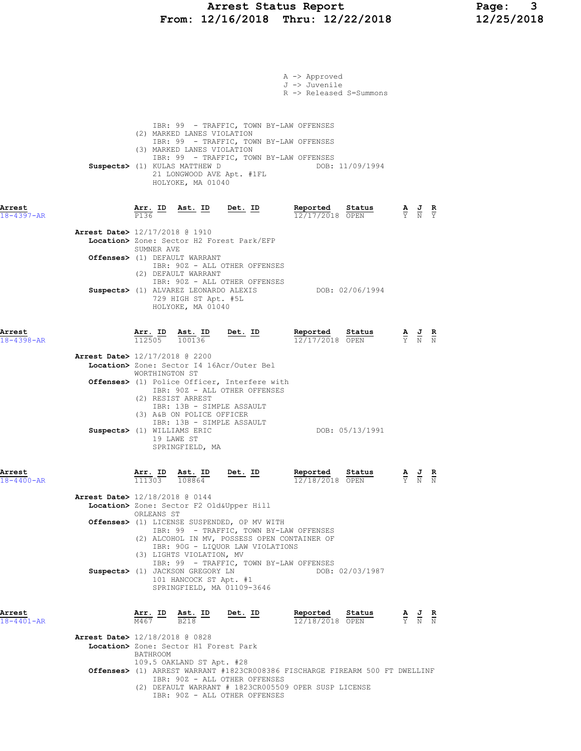A -> Approved
J -> Juvenile
R -> Released S=Summons

IBR: 99 - TRAFFIC, TOWN BY-LAW OFFENSES
(2) MARKED LANES VIOLATION
IBR: 99 - TRAFFIC, TOWN BY-LAW OFFENSES
(3) MARKED LANES VIOLATION
IBR: 99 - TRAFFIC, TOWN BY-LAW OFFENSES

**Suspects>** (1) KULAS MATTHEW D — DOB: 11/09/1994
21 LONGWOOD AVE Apt. #1FL
HOLYOKE, MA 01040

---

**Arrest** 18-4397-AR

| Arr. ID | Ast. ID | Det. ID | Reported | Status | A | J | R |
|---|---|---|---|---|---|---|---|
| P136 | | | 12/17/2018 | OPEN | Y | N | Y |

**Arrest Date>** 12/17/2018 @ 1910
**Location>** Zone: Sector H2 Forest Park/EFP
SUMNER AVE
**Offenses>** (1) DEFAULT WARRANT
IBR: 90Z - ALL OTHER OFFENSES
(2) DEFAULT WARRANT
IBR: 90Z - ALL OTHER OFFENSES
**Suspects>** (1) ALVAREZ LEONARDO ALEXIS — DOB: 02/06/1994
729 HIGH ST Apt. #5L
HOLYOKE, MA 01040

---

**Arrest** 18-4398-AR

| Arr. ID | Ast. ID | Det. ID | Reported | Status | A | J | R |
|---|---|---|---|---|---|---|---|
| 112505 | 100136 | | 12/17/2018 | OPEN | Y | N | N |

**Arrest Date>** 12/17/2018 @ 2200
**Location>** Zone: Sector I4 16Acr/Outer Bel
WORTHINGTON ST
**Offenses>** (1) Police Officer, Interfere with
IBR: 90Z - ALL OTHER OFFENSES
(2) RESIST ARREST
IBR: 13B - SIMPLE ASSAULT
(3) A&B ON POLICE OFFICER
IBR: 13B - SIMPLE ASSAULT
**Suspects>** (1) WILLIAMS ERIC — DOB: 05/13/1991
19 LAWE ST
SPRINGFIELD, MA

---

**Arrest** 18-4400-AR

| Arr. ID | Ast. ID | Det. ID | Reported | Status | A | J | R |
|---|---|---|---|---|---|---|---|
| 111303 | 108864 | | 12/18/2018 | OPEN | Y | N | N |

**Arrest Date>** 12/18/2018 @ 0144
**Location>** Zone: Sector F2 Old&Upper Hill
ORLEANS ST
**Offenses>** (1) LICENSE SUSPENDED, OP MV WITH
IBR: 99 - TRAFFIC, TOWN BY-LAW OFFENSES
(2) ALCOHOL IN MV, POSSESS OPEN CONTAINER OF
IBR: 90G - LIQUOR LAW VIOLATIONS
(3) LIGHTS VIOLATION, MV
IBR: 99 - TRAFFIC, TOWN BY-LAW OFFENSES
**Suspects>** (1) JACKSON GREGORY LN — DOB: 02/03/1987
101 HANCOCK ST Apt. #1
SPRINGFIELD, MA 01109-3646

---

**Arrest** 18-4401-AR

| Arr. ID | Ast. ID | Det. ID | Reported | Status | A | J | R |
|---|---|---|---|---|---|---|---|
| M467 | B218 | | 12/18/2018 | OPEN | Y | N | N |

**Arrest Date>** 12/18/2018 @ 0828
**Location>** Zone: Sector H1 Forest Park
BATHROOM
109.5 OAKLAND ST Apt. #28
**Offenses>** (1) ARREST WARRANT #1823CR008386 FISCHARGE FIREARM 500 FT DWELLINF
IBR: 90Z - ALL OTHER OFFENSES
(2) DEFAULT WARRANT # 1823CR005509 OPER SUSP LICENSE
IBR: 90Z - ALL OTHER OFFENSES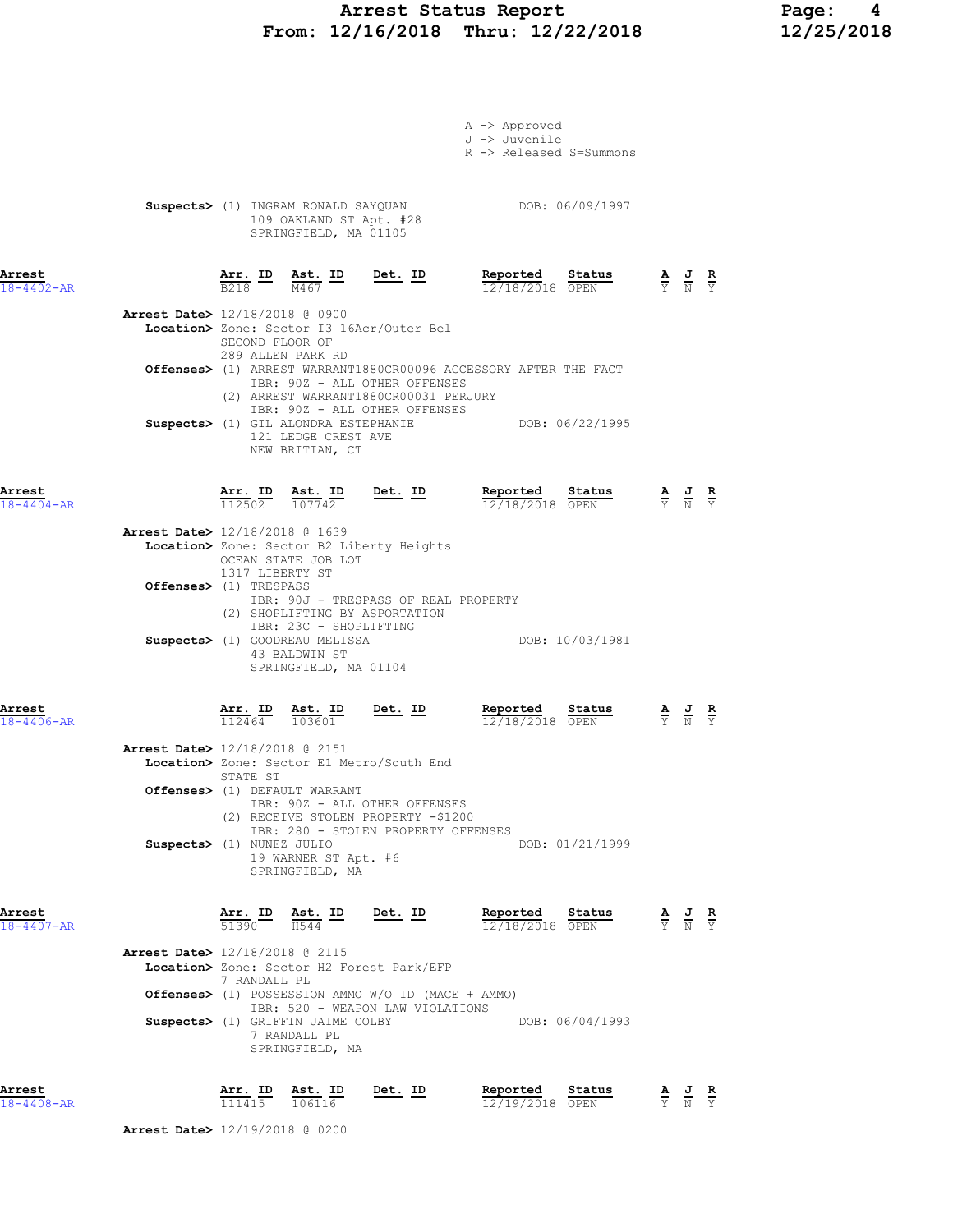A -> Approved
J -> Juvenile
R -> Released S=Summons

**Suspects>** (1) INGRAM RONALD SAYQUAN DOB: 06/09/1997
109 OAKLAND ST Apt. #28
SPRINGFIELD, MA 01105

| Arrest | Arr. ID | Ast. ID | Det. ID | Reported | Status | A | J | R |
|---|---|---|---|---|---|---|---|---|
| 18-4402-AR | B218 | M467 | | 12/18/2018 | OPEN | Y | N | Y |

**Arrest Date>** 12/18/2018 @ 0900
**Location>** Zone: Sector I3 16Acr/Outer Bel
SECOND FLOOR OF
289 ALLEN PARK RD
**Offenses>** (1) ARREST WARRANT1880CR00096 ACCESSORY AFTER THE FACT
IBR: 90Z - ALL OTHER OFFENSES
(2) ARREST WARRANT1880CR00031 PERJURY
IBR: 90Z - ALL OTHER OFFENSES
**Suspects>** (1) GIL ALONDRA ESTEPHANIE DOB: 06/22/1995
121 LEDGE CREST AVE
NEW BRITIAN, CT

| Arrest | Arr. ID | Ast. ID | Det. ID | Reported | Status | A | J | R |
|---|---|---|---|---|---|---|---|---|
| 18-4404-AR | 112502 | 107742 | | 12/18/2018 | OPEN | Y | N | Y |

**Arrest Date>** 12/18/2018 @ 1639
**Location>** Zone: Sector B2 Liberty Heights
OCEAN STATE JOB LOT
1317 LIBERTY ST
**Offenses>** (1) TRESPASS
IBR: 90J - TRESPASS OF REAL PROPERTY
(2) SHOPLIFTING BY ASPORTATION
IBR: 23C - SHOPLIFTING
**Suspects>** (1) GOODREAU MELISSA DOB: 10/03/1981
43 BALDWIN ST
SPRINGFIELD, MA 01104

| Arrest | Arr. ID | Ast. ID | Det. ID | Reported | Status | A | J | R |
|---|---|---|---|---|---|---|---|---|
| 18-4406-AR | 112464 | 103601 | | 12/18/2018 | OPEN | Y | N | Y |

**Arrest Date>** 12/18/2018 @ 2151
**Location>** Zone: Sector E1 Metro/South End
STATE ST
**Offenses>** (1) DEFAULT WARRANT
IBR: 90Z - ALL OTHER OFFENSES
(2) RECEIVE STOLEN PROPERTY -$1200
IBR: 280 - STOLEN PROPERTY OFFENSES
**Suspects>** (1) NUNEZ JULIO DOB: 01/21/1999
19 WARNER ST Apt. #6
SPRINGFIELD, MA

| Arrest | Arr. ID | Ast. ID | Det. ID | Reported | Status | A | J | R |
|---|---|---|---|---|---|---|---|---|
| 18-4407-AR | 51390 | H544 | | 12/18/2018 | OPEN | Y | N | Y |

**Arrest Date>** 12/18/2018 @ 2115
**Location>** Zone: Sector H2 Forest Park/EFP
7 RANDALL PL
**Offenses>** (1) POSSESSION AMMO W/O ID (MACE + AMMO)
IBR: 520 - WEAPON LAW VIOLATIONS
**Suspects>** (1) GRIFFIN JAIME COLBY DOB: 06/04/1993
7 RANDALL PL
SPRINGFIELD, MA

| Arrest | Arr. ID | Ast. ID | Det. ID | Reported | Status | A | J | R |
|---|---|---|---|---|---|---|---|---|
| 18-4408-AR | 111415 | 106116 | | 12/19/2018 | OPEN | Y | N | Y |

**Arrest Date>** 12/19/2018 @ 0200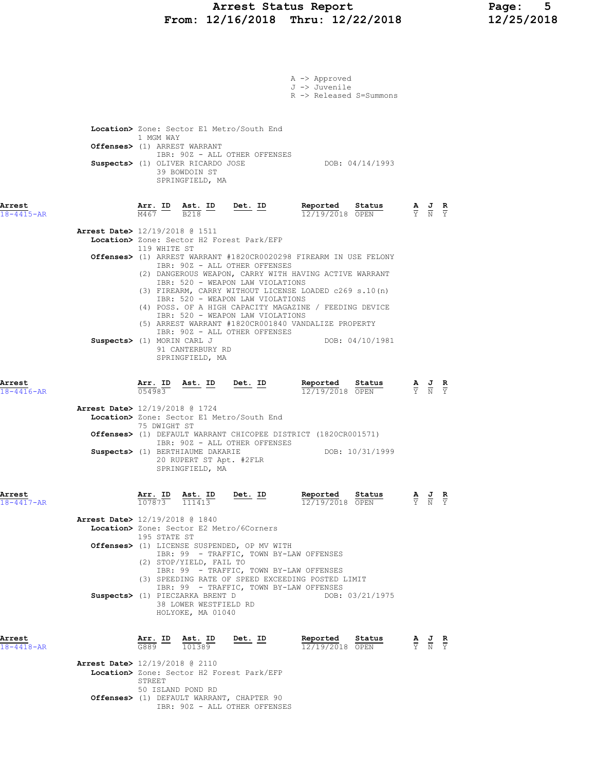A -> Approved
J -> Juvenile
R -> Released S=Summons

**Location>** Zone: Sector E1 Metro/South End
1 MGM WAY
**Offenses>** (1) ARREST WARRANT
IBR: 90Z - ALL OTHER OFFENSES
**Suspects>** (1) OLIVER RICARDO JOSE DOB: 04/14/1993
39 BOWDOIN ST
SPRINGFIELD, MA

## Arrest 18-4415-AR

| Arr. ID | Ast. ID | Det. ID | Reported | Status | A | J | R |
|---|---|---|---|---|---|---|---|
| M467 | B218 | | 12/19/2018 | OPEN | Y | N | Y |

**Arrest Date>** 12/19/2018 @ 1511
**Location>** Zone: Sector H2 Forest Park/EFP
119 WHITE ST
**Offenses>** (1) ARREST WARRANT #1820CR0020298 FIREARM IN USE FELONY
IBR: 90Z - ALL OTHER OFFENSES
(2) DANGEROUS WEAPON, CARRY WITH HAVING ACTIVE WARRANT
IBR: 520 - WEAPON LAW VIOLATIONS
(3) FIREARM, CARRY WITHOUT LICENSE LOADED c269 s.10(n)
IBR: 520 - WEAPON LAW VIOLATIONS
(4) POSS. OF A HIGH CAPACITY MAGAZINE / FEEDING DEVICE
IBR: 520 - WEAPON LAW VIOLATIONS
(5) ARREST WARRANT #1820CR001840 VANDALIZE PROPERTY
IBR: 90Z - ALL OTHER OFFENSES
**Suspects>** (1) MORIN CARL J DOB: 04/10/1981
91 CANTERBURY RD
SPRINGFIELD, MA

## Arrest 18-4416-AR

| Arr. ID | Ast. ID | Det. ID | Reported | Status | A | J | R |
|---|---|---|---|---|---|---|---|
| 054983 | | | 12/19/2018 | OPEN | Y | N | Y |

**Arrest Date>** 12/19/2018 @ 1724
**Location>** Zone: Sector E1 Metro/South End
75 DWIGHT ST
**Offenses>** (1) DEFAULT WARRANT CHICOPEE DISTRICT (1820CR001571)
IBR: 90Z - ALL OTHER OFFENSES
**Suspects>** (1) BERTHIAUME DAKARIE DOB: 10/31/1999
20 RUPERT ST Apt. #2FLR
SPRINGFIELD, MA

## Arrest 18-4417-AR

| Arr. ID | Ast. ID | Det. ID | Reported | Status | A | J | R |
|---|---|---|---|---|---|---|---|
| 107873 | 111413 | | 12/19/2018 | OPEN | Y | N | Y |

**Arrest Date>** 12/19/2018 @ 1840
**Location>** Zone: Sector E2 Metro/6Corners
195 STATE ST
**Offenses>** (1) LICENSE SUSPENDED, OP MV WITH
IBR: 99 - TRAFFIC, TOWN BY-LAW OFFENSES
(2) STOP/YIELD, FAIL TO
IBR: 99 - TRAFFIC, TOWN BY-LAW OFFENSES
(3) SPEEDING RATE OF SPEED EXCEEDING POSTED LIMIT
IBR: 99 - TRAFFIC, TOWN BY-LAW OFFENSES
**Suspects>** (1) PIECZARKA BRENT D DOB: 03/21/1975
38 LOWER WESTFIELD RD
HOLYOKE, MA 01040

## Arrest 18-4418-AR

| Arr. ID | Ast. ID | Det. ID | Reported | Status | A | J | R |
|---|---|---|---|---|---|---|---|
| G889 | 101389 | | 12/19/2018 | OPEN | Y | N | Y |

**Arrest Date>** 12/19/2018 @ 2110
**Location>** Zone: Sector H2 Forest Park/EFP
STREET
50 ISLAND POND RD
**Offenses>** (1) DEFAULT WARRANT, CHAPTER 90
IBR: 90Z - ALL OTHER OFFENSES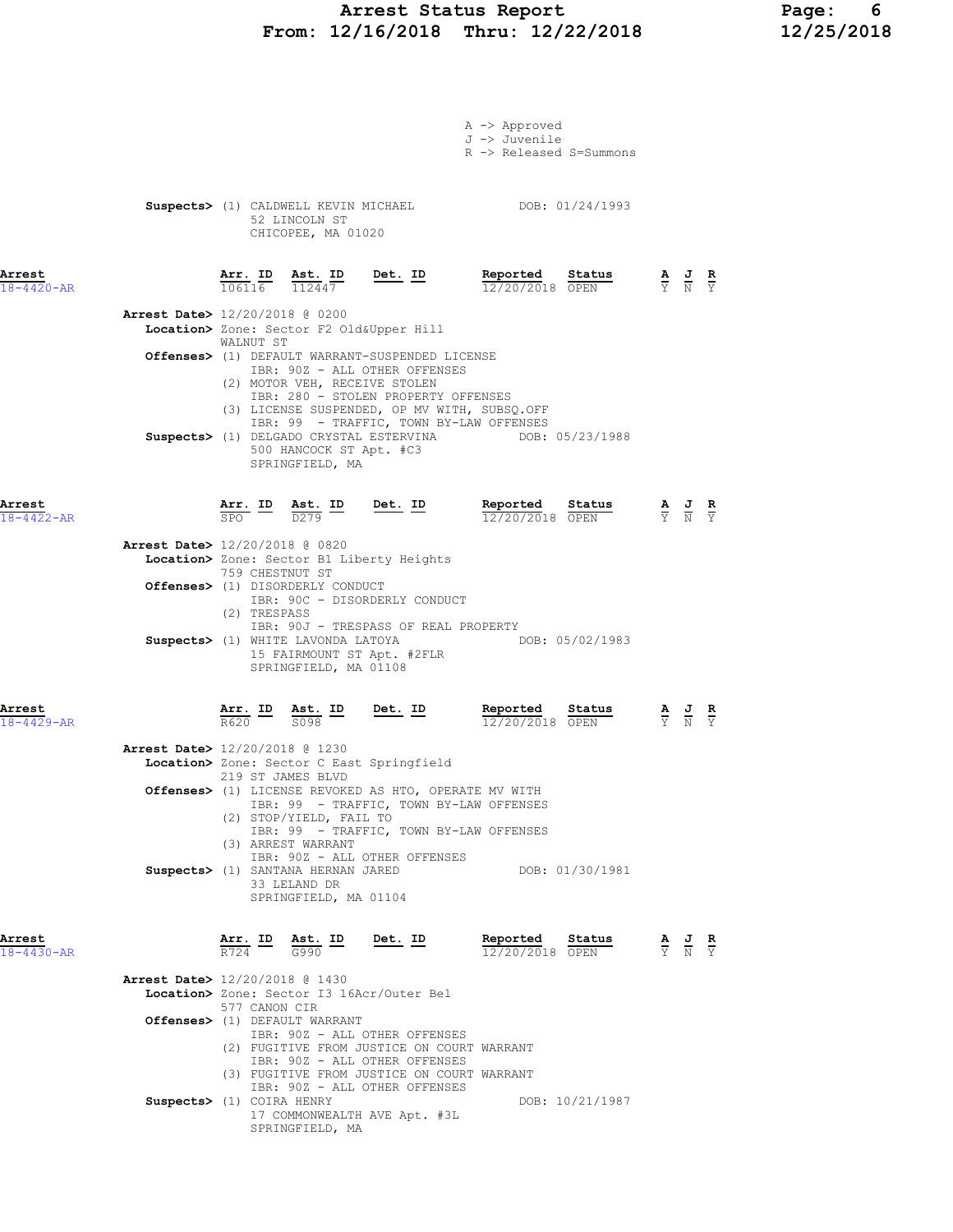# Arrest Status Report
## From: 12/16/2018 Thru: 12/22/2018

A -> Approved
J -> Juvenile
R -> Released S=Summons

**Suspects>** (1) CALDWELL KEVIN MICHAEL DOB: 01/24/1993
52 LINCOLN ST
CHICOPEE, MA 01020

---

**Arrest** 18-4420-AR

| Arr. ID | Ast. ID | Det. ID | Reported | Status | A | J | R |
|---|---|---|---|---|---|---|---|
| 106116 | 112447 | | 12/20/2018 | OPEN | Y | N | Y |

**Arrest Date>** 12/20/2018 @ 0200
**Location>** Zone: Sector F2 Old&Upper Hill
WALNUT ST
**Offenses>** (1) DEFAULT WARRANT-SUSPENDED LICENSE
IBR: 90Z - ALL OTHER OFFENSES
(2) MOTOR VEH, RECEIVE STOLEN
IBR: 280 - STOLEN PROPERTY OFFENSES
(3) LICENSE SUSPENDED, OP MV WITH, SUBSQ.OFF
IBR: 99 - TRAFFIC, TOWN BY-LAW OFFENSES
**Suspects>** (1) DELGADO CRYSTAL ESTERVINA DOB: 05/23/1988
500 HANCOCK ST Apt. #C3
SPRINGFIELD, MA

---

**Arrest** 18-4422-AR

| Arr. ID | Ast. ID | Det. ID | Reported | Status | A | J | R |
|---|---|---|---|---|---|---|---|
| SPO | D279 | | 12/20/2018 | OPEN | Y | N | Y |

**Arrest Date>** 12/20/2018 @ 0820
**Location>** Zone: Sector B1 Liberty Heights
759 CHESTNUT ST
**Offenses>** (1) DISORDERLY CONDUCT
IBR: 90C - DISORDERLY CONDUCT
(2) TRESPASS
IBR: 90J - TRESPASS OF REAL PROPERTY
**Suspects>** (1) WHITE LAVONDA LATOYA DOB: 05/02/1983
15 FAIRMOUNT ST Apt. #2FLR
SPRINGFIELD, MA 01108

---

**Arrest** 18-4429-AR

| Arr. ID | Ast. ID | Det. ID | Reported | Status | A | J | R |
|---|---|---|---|---|---|---|---|
| R620 | S098 | | 12/20/2018 | OPEN | Y | N | Y |

**Arrest Date>** 12/20/2018 @ 1230
**Location>** Zone: Sector C East Springfield
219 ST JAMES BLVD
**Offenses>** (1) LICENSE REVOKED AS HTO, OPERATE MV WITH
IBR: 99 - TRAFFIC, TOWN BY-LAW OFFENSES
(2) STOP/YIELD, FAIL TO
IBR: 99 - TRAFFIC, TOWN BY-LAW OFFENSES
(3) ARREST WARRANT
IBR: 90Z - ALL OTHER OFFENSES
**Suspects>** (1) SANTANA HERNAN JARED DOB: 01/30/1981
33 LELAND DR
SPRINGFIELD, MA 01104

---

**Arrest** 18-4430-AR

| Arr. ID | Ast. ID | Det. ID | Reported | Status | A | J | R |
|---|---|---|---|---|---|---|---|
| R724 | G990 | | 12/20/2018 | OPEN | Y | N | Y |

**Arrest Date>** 12/20/2018 @ 1430
**Location>** Zone: Sector I3 16Acr/Outer Bel
577 CANON CIR
**Offenses>** (1) DEFAULT WARRANT
IBR: 90Z - ALL OTHER OFFENSES
(2) FUGITIVE FROM JUSTICE ON COURT WARRANT
IBR: 90Z - ALL OTHER OFFENSES
(3) FUGITIVE FROM JUSTICE ON COURT WARRANT
IBR: 90Z - ALL OTHER OFFENSES
**Suspects>** (1) COIRA HENRY DOB: 10/21/1987
17 COMMONWEALTH AVE Apt. #3L
SPRINGFIELD, MA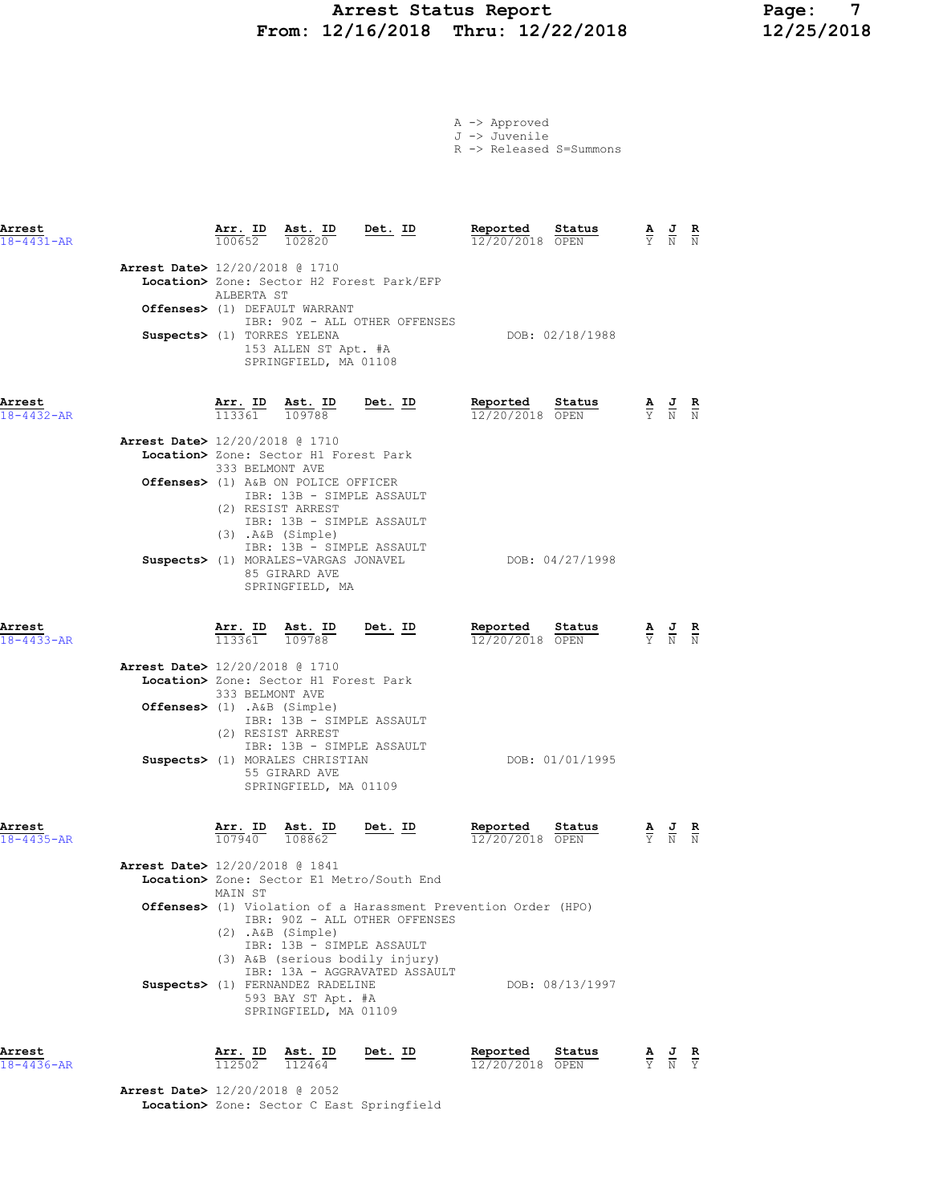# Arrest Status Report
## From: 12/16/2018 Thru: 12/22/2018

A -> Approved
J -> Juvenile
R -> Released S=Summons

| Arrest | Arr. ID | Ast. ID | Det. ID | Reported | Status | A | J | R |
|---|---|---|---|---|---|---|---|---|
| 18-4431-AR | 100652 | 102820 | | 12/20/2018 | OPEN | Y | N | N |

**Arrest Date>** 12/20/2018 @ 1710
**Location>** Zone: Sector H2 Forest Park/EFP
ALBERTA ST
**Offenses>** (1) DEFAULT WARRANT
IBR: 90Z - ALL OTHER OFFENSES
**Suspects>** (1) TORRES YELENA — DOB: 02/18/1988
153 ALLEN ST Apt. #A
SPRINGFIELD, MA 01108

| Arrest | Arr. ID | Ast. ID | Det. ID | Reported | Status | A | J | R |
|---|---|---|---|---|---|---|---|---|
| 18-4432-AR | 113361 | 109788 | | 12/20/2018 | OPEN | Y | N | N |

**Arrest Date>** 12/20/2018 @ 1710
**Location>** Zone: Sector H1 Forest Park
333 BELMONT AVE
**Offenses>** (1) A&B ON POLICE OFFICER
IBR: 13B - SIMPLE ASSAULT
(2) RESIST ARREST
IBR: 13B - SIMPLE ASSAULT
(3) .A&B (Simple)
IBR: 13B - SIMPLE ASSAULT
**Suspects>** (1) MORALES-VARGAS JONAVEL — DOB: 04/27/1998
85 GIRARD AVE
SPRINGFIELD, MA

| Arrest | Arr. ID | Ast. ID | Det. ID | Reported | Status | A | J | R |
|---|---|---|---|---|---|---|---|---|
| 18-4433-AR | 113361 | 109788 | | 12/20/2018 | OPEN | Y | N | N |

**Arrest Date>** 12/20/2018 @ 1710
**Location>** Zone: Sector H1 Forest Park
333 BELMONT AVE
**Offenses>** (1) .A&B (Simple)
IBR: 13B - SIMPLE ASSAULT
(2) RESIST ARREST
IBR: 13B - SIMPLE ASSAULT
**Suspects>** (1) MORALES CHRISTIAN — DOB: 01/01/1995
55 GIRARD AVE
SPRINGFIELD, MA 01109

| Arrest | Arr. ID | Ast. ID | Det. ID | Reported | Status | A | J | R |
|---|---|---|---|---|---|---|---|---|
| 18-4435-AR | 107940 | 108862 | | 12/20/2018 | OPEN | Y | N | N |

**Arrest Date>** 12/20/2018 @ 1841
**Location>** Zone: Sector E1 Metro/South End
MAIN ST
**Offenses>** (1) Violation of a Harassment Prevention Order (HPO)
IBR: 90Z - ALL OTHER OFFENSES
(2) .A&B (Simple)
IBR: 13B - SIMPLE ASSAULT
(3) A&B (serious bodily injury)
IBR: 13A - AGGRAVATED ASSAULT
**Suspects>** (1) FERNANDEZ RADELINE — DOB: 08/13/1997
593 BAY ST Apt. #A
SPRINGFIELD, MA 01109

| Arrest | Arr. ID | Ast. ID | Det. ID | Reported | Status | A | J | R |
|---|---|---|---|---|---|---|---|---|
| 18-4436-AR | 112502 | 112464 | | 12/20/2018 | OPEN | Y | N | Y |

**Arrest Date>** 12/20/2018 @ 2052
**Location>** Zone: Sector C East Springfield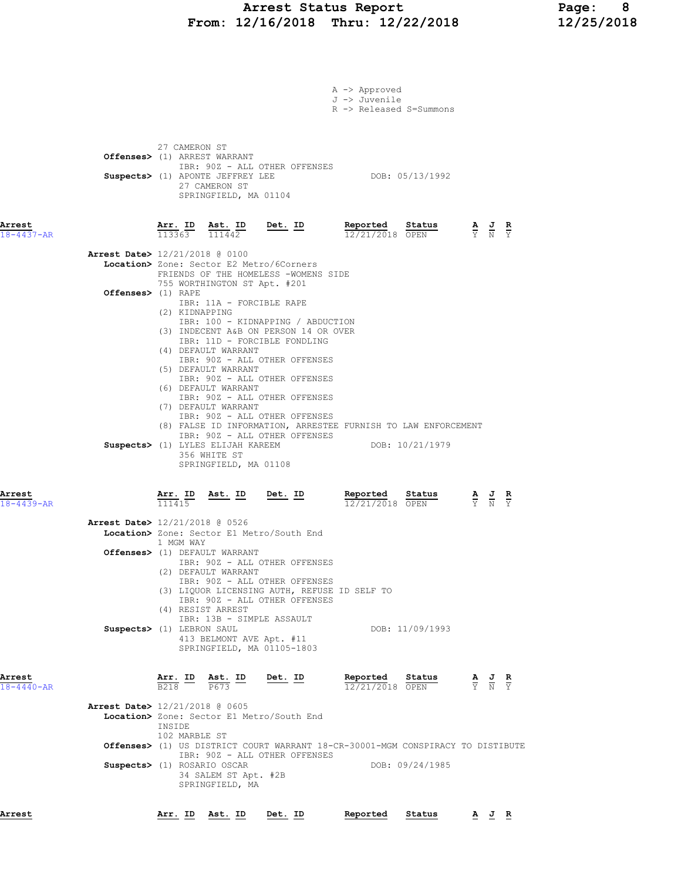A -> Approved
J -> Juvenile
R -> Released S=Summons

27 CAMERON ST
**Offenses>** (1) ARREST WARRANT
IBR: 90Z - ALL OTHER OFFENSES
**Suspects>** (1) APONTE JEFFREY LEE DOB: 05/13/1992
27 CAMERON ST
SPRINGFIELD, MA 01104

| Arrest | Arr. ID | Ast. ID | Det. ID | Reported | Status | A | J | R |
|---|---|---|---|---|---|---|---|---|
| 18-4437-AR | 113363 | 111442 | | 12/21/2018 | OPEN | Y | N | Y |

**Arrest Date>** 12/21/2018 @ 0100
**Location>** Zone: Sector E2 Metro/6Corners
FRIENDS OF THE HOMELESS -WOMENS SIDE
755 WORTHINGTON ST Apt. #201
**Offenses>** (1) RAPE
IBR: 11A - FORCIBLE RAPE
(2) KIDNAPPING
IBR: 100 - KIDNAPPING / ABDUCTION
(3) INDECENT A&B ON PERSON 14 OR OVER
IBR: 11D - FORCIBLE FONDLING
(4) DEFAULT WARRANT
IBR: 90Z - ALL OTHER OFFENSES
(5) DEFAULT WARRANT
IBR: 90Z - ALL OTHER OFFENSES
(6) DEFAULT WARRANT
IBR: 90Z - ALL OTHER OFFENSES
(7) DEFAULT WARRANT
IBR: 90Z - ALL OTHER OFFENSES
(8) FALSE ID INFORMATION, ARRESTEE FURNISH TO LAW ENFORCEMENT
IBR: 90Z - ALL OTHER OFFENSES
**Suspects>** (1) LYLES ELIJAH KAREEM DOB: 10/21/1979
356 WHITE ST
SPRINGFIELD, MA 01108

| Arrest | Arr. ID | Ast. ID | Det. ID | Reported | Status | A | J | R |
|---|---|---|---|---|---|---|---|---|
| 18-4439-AR | 111415 | | | 12/21/2018 | OPEN | Y | N | Y |

**Arrest Date>** 12/21/2018 @ 0526
**Location>** Zone: Sector E1 Metro/South End
1 MGM WAY
**Offenses>** (1) DEFAULT WARRANT
IBR: 90Z - ALL OTHER OFFENSES
(2) DEFAULT WARRANT
IBR: 90Z - ALL OTHER OFFENSES
(3) LIQUOR LICENSING AUTH, REFUSE ID SELF TO
IBR: 90Z - ALL OTHER OFFENSES
(4) RESIST ARREST
IBR: 13B - SIMPLE ASSAULT
**Suspects>** (1) LEBRON SAUL DOB: 11/09/1993
413 BELMONT AVE Apt. #11
SPRINGFIELD, MA 01105-1803

| Arrest | Arr. ID | Ast. ID | Det. ID | Reported | Status | A | J | R |
|---|---|---|---|---|---|---|---|---|
| 18-4440-AR | B218 | P673 | | 12/21/2018 | OPEN | Y | N | Y |

**Arrest Date>** 12/21/2018 @ 0605
**Location>** Zone: Sector E1 Metro/South End
INSIDE
102 MARBLE ST
**Offenses>** (1) US DISTRICT COURT WARRANT 18-CR-30001-MGM CONSPIRACY TO DISTIBUTE
IBR: 90Z - ALL OTHER OFFENSES
**Suspects>** (1) ROSARIO OSCAR DOB: 09/24/1985
34 SALEM ST Apt. #2B
SPRINGFIELD, MA

| Arrest | Arr. ID | Ast. ID | Det. ID | Reported | Status | A | J | R |
|---|---|---|---|---|---|---|---|---|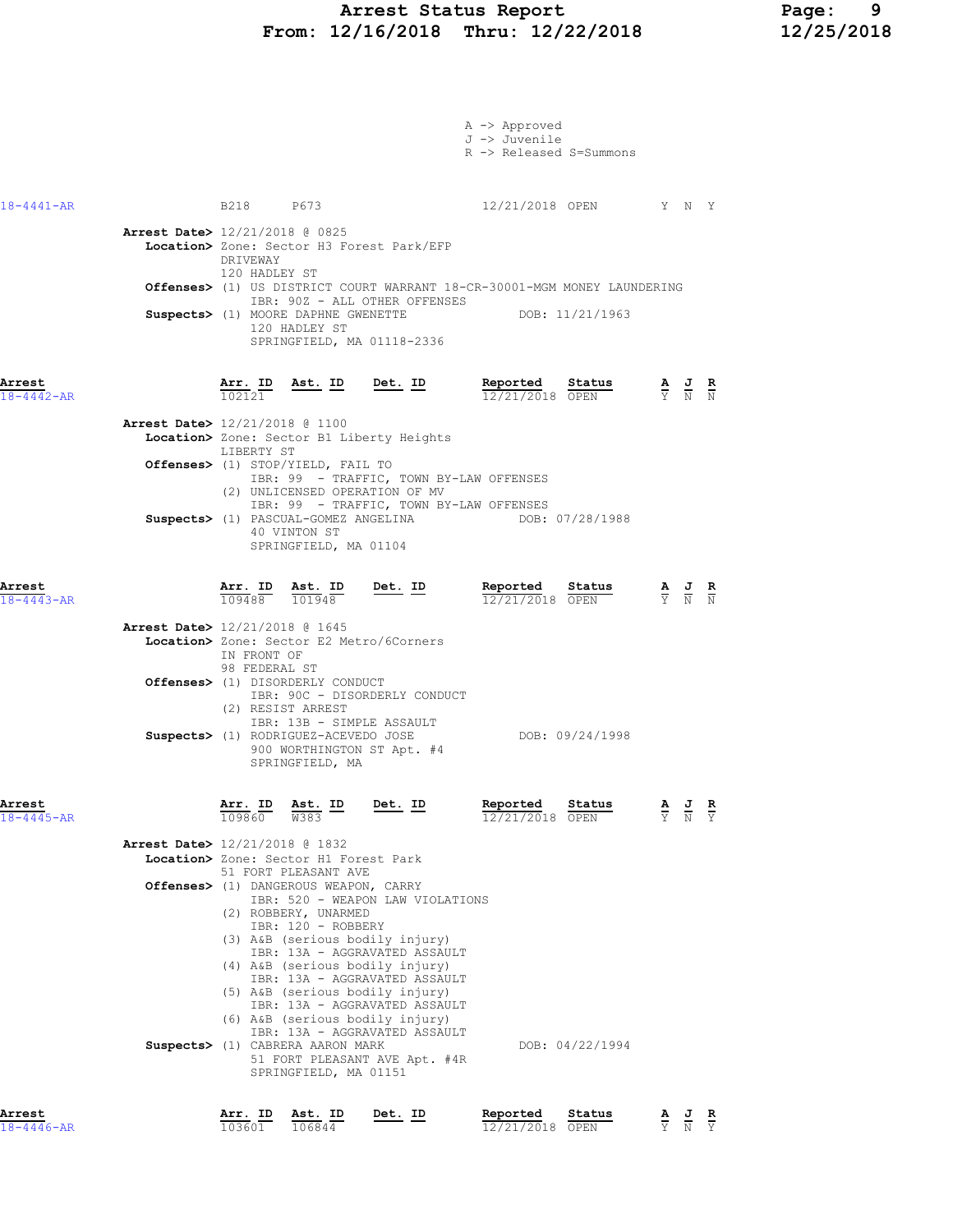# Arrest Status Report
## From: 12/16/2018 Thru: 12/22/2018

A -> Approved
J -> Juvenile
R -> Released S=Summons

| Arrest | Arr. ID | Ast. ID | Det. ID | Reported | Status | A | J | R |
|---|---|---|---|---|---|---|---|---|
| 18-4441-AR | B218 | P673 | | 12/21/2018 | OPEN | Y | N | Y |

**Arrest Date>** 12/21/2018 @ 0825
**Location>** Zone: Sector H3 Forest Park/EFP
DRIVEWAY
120 HADLEY ST
**Offenses>** (1) US DISTRICT COURT WARRANT 18-CR-30001-MGM MONEY LAUNDERING
IBR: 90Z - ALL OTHER OFFENSES
**Suspects>** (1) MOORE DAPHNE GWENETTE DOB: 11/21/1963
120 HADLEY ST
SPRINGFIELD, MA 01118-2336

| Arrest | Arr. ID | Ast. ID | Det. ID | Reported | Status | A | J | R |
|---|---|---|---|---|---|---|---|---|
| 18-4442-AR | 102121 | | | 12/21/2018 | OPEN | Y | N | N |

**Arrest Date>** 12/21/2018 @ 1100
**Location>** Zone: Sector B1 Liberty Heights
LIBERTY ST
**Offenses>** (1) STOP/YIELD, FAIL TO
IBR: 99 - TRAFFIC, TOWN BY-LAW OFFENSES
(2) UNLICENSED OPERATION OF MV
IBR: 99 - TRAFFIC, TOWN BY-LAW OFFENSES
**Suspects>** (1) PASCUAL-GOMEZ ANGELINA DOB: 07/28/1988
40 VINTON ST
SPRINGFIELD, MA 01104

| Arrest | Arr. ID | Ast. ID | Det. ID | Reported | Status | A | J | R |
|---|---|---|---|---|---|---|---|---|
| 18-4443-AR | 109488 | 101948 | | 12/21/2018 | OPEN | Y | N | N |

**Arrest Date>** 12/21/2018 @ 1645
**Location>** Zone: Sector E2 Metro/6Corners
IN FRONT OF
98 FEDERAL ST
**Offenses>** (1) DISORDERLY CONDUCT
IBR: 90C - DISORDERLY CONDUCT
(2) RESIST ARREST
IBR: 13B - SIMPLE ASSAULT
**Suspects>** (1) RODRIGUEZ-ACEVEDO JOSE DOB: 09/24/1998
900 WORTHINGTON ST Apt. #4
SPRINGFIELD, MA

| Arrest | Arr. ID | Ast. ID | Det. ID | Reported | Status | A | J | R |
|---|---|---|---|---|---|---|---|---|
| 18-4445-AR | 109860 | W383 | | 12/21/2018 | OPEN | Y | N | Y |

**Arrest Date>** 12/21/2018 @ 1832
**Location>** Zone: Sector H1 Forest Park
51 FORT PLEASANT AVE
**Offenses>** (1) DANGEROUS WEAPON, CARRY
IBR: 520 - WEAPON LAW VIOLATIONS
(2) ROBBERY, UNARMED
IBR: 120 - ROBBERY
(3) A&B (serious bodily injury)
IBR: 13A - AGGRAVATED ASSAULT
(4) A&B (serious bodily injury)
IBR: 13A - AGGRAVATED ASSAULT
(5) A&B (serious bodily injury)
IBR: 13A - AGGRAVATED ASSAULT
(6) A&B (serious bodily injury)
IBR: 13A - AGGRAVATED ASSAULT
**Suspects>** (1) CABRERA AARON MARK DOB: 04/22/1994
51 FORT PLEASANT AVE Apt. #4R
SPRINGFIELD, MA 01151

| Arrest | Arr. ID | Ast. ID | Det. ID | Reported | Status | A | J | R |
|---|---|---|---|---|---|---|---|---|
| 18-4446-AR | 103601 | 106844 | | 12/21/2018 | OPEN | Y | N | Y |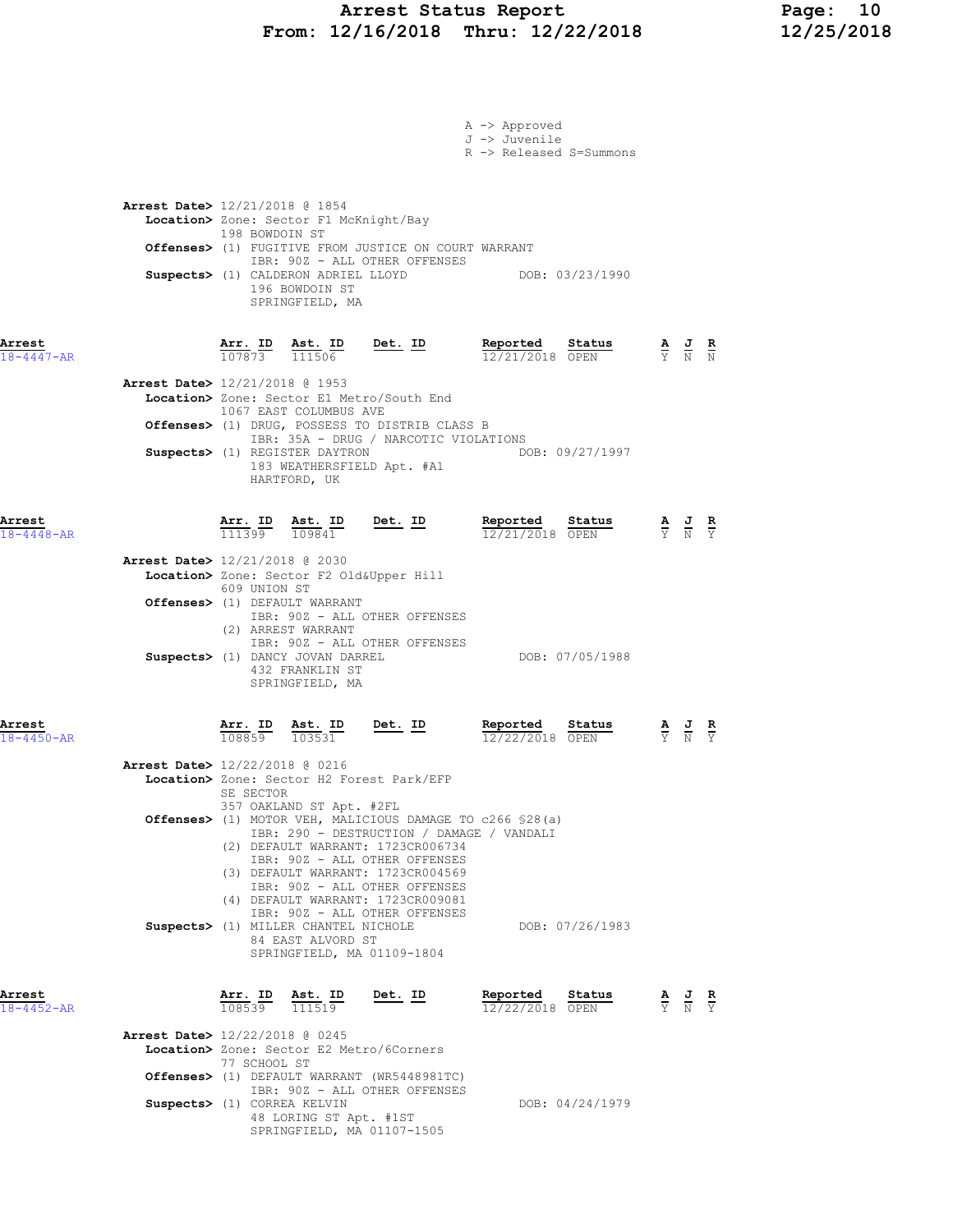# Arrest Status Report
## From: 12/16/2018 Thru: 12/22/2018

A -> Approved
J -> Juvenile
R -> Released S=Summons

**Arrest Date>** 12/21/2018 @ 1854
**Location>** Zone: Sector F1 McKnight/Bay
198 BOWDOIN ST
**Offenses>** (1) FUGITIVE FROM JUSTICE ON COURT WARRANT
IBR: 90Z - ALL OTHER OFFENSES
**Suspects>** (1) CALDERON ADRIEL LLOYD DOB: 03/23/1990
196 BOWDOIN ST
SPRINGFIELD, MA

| Arrest | Arr. ID | Ast. ID | Det. ID | Reported | Status | A | J | R |
|---|---|---|---|---|---|---|---|---|
| 18-4447-AR | 107873 | 111506 | | 12/21/2018 | OPEN | Y | N | N |

**Arrest Date>** 12/21/2018 @ 1953
**Location>** Zone: Sector E1 Metro/South End
1067 EAST COLUMBUS AVE
**Offenses>** (1) DRUG, POSSESS TO DISTRIB CLASS B
IBR: 35A - DRUG / NARCOTIC VIOLATIONS
**Suspects>** (1) REGISTER DAYTRON DOB: 09/27/1997
183 WEATHERSFIELD Apt. #A1
HARTFORD, UK

| Arrest | Arr. ID | Ast. ID | Det. ID | Reported | Status | A | J | R |
|---|---|---|---|---|---|---|---|---|
| 18-4448-AR | 111399 | 109841 | | 12/21/2018 | OPEN | Y | N | Y |

**Arrest Date>** 12/21/2018 @ 2030
**Location>** Zone: Sector F2 Old&Upper Hill
609 UNION ST
**Offenses>** (1) DEFAULT WARRANT
IBR: 90Z - ALL OTHER OFFENSES
(2) ARREST WARRANT
IBR: 90Z - ALL OTHER OFFENSES
**Suspects>** (1) DANCY JOVAN DARREL DOB: 07/05/1988
432 FRANKLIN ST
SPRINGFIELD, MA

| Arrest | Arr. ID | Ast. ID | Det. ID | Reported | Status | A | J | R |
|---|---|---|---|---|---|---|---|---|
| 18-4450-AR | 108859 | 103531 | | 12/22/2018 | OPEN | Y | N | Y |

**Arrest Date>** 12/22/2018 @ 0216
**Location>** Zone: Sector H2 Forest Park/EFP
SE SECTOR
357 OAKLAND ST Apt. #2FL
**Offenses>** (1) MOTOR VEH, MALICIOUS DAMAGE TO c266 §28(a)
IBR: 290 - DESTRUCTION / DAMAGE / VANDALI
(2) DEFAULT WARRANT: 1723CR006734
IBR: 90Z - ALL OTHER OFFENSES
(3) DEFAULT WARRANT: 1723CR004569
IBR: 90Z - ALL OTHER OFFENSES
(4) DEFAULT WARRANT: 1723CR009081
IBR: 90Z - ALL OTHER OFFENSES
**Suspects>** (1) MILLER CHANTEL NICHOLE DOB: 07/26/1983
84 EAST ALVORD ST
SPRINGFIELD, MA 01109-1804

| Arrest | Arr. ID | Ast. ID | Det. ID | Reported | Status | A | J | R |
|---|---|---|---|---|---|---|---|---|
| 18-4452-AR | 108539 | 111519 | | 12/22/2018 | OPEN | Y | N | Y |

**Arrest Date>** 12/22/2018 @ 0245
**Location>** Zone: Sector E2 Metro/6Corners
77 SCHOOL ST
**Offenses>** (1) DEFAULT WARRANT (WR5448981TC)
IBR: 90Z - ALL OTHER OFFENSES
**Suspects>** (1) CORREA KELVIN DOB: 04/24/1979
48 LORING ST Apt. #1ST
SPRINGFIELD, MA 01107-1505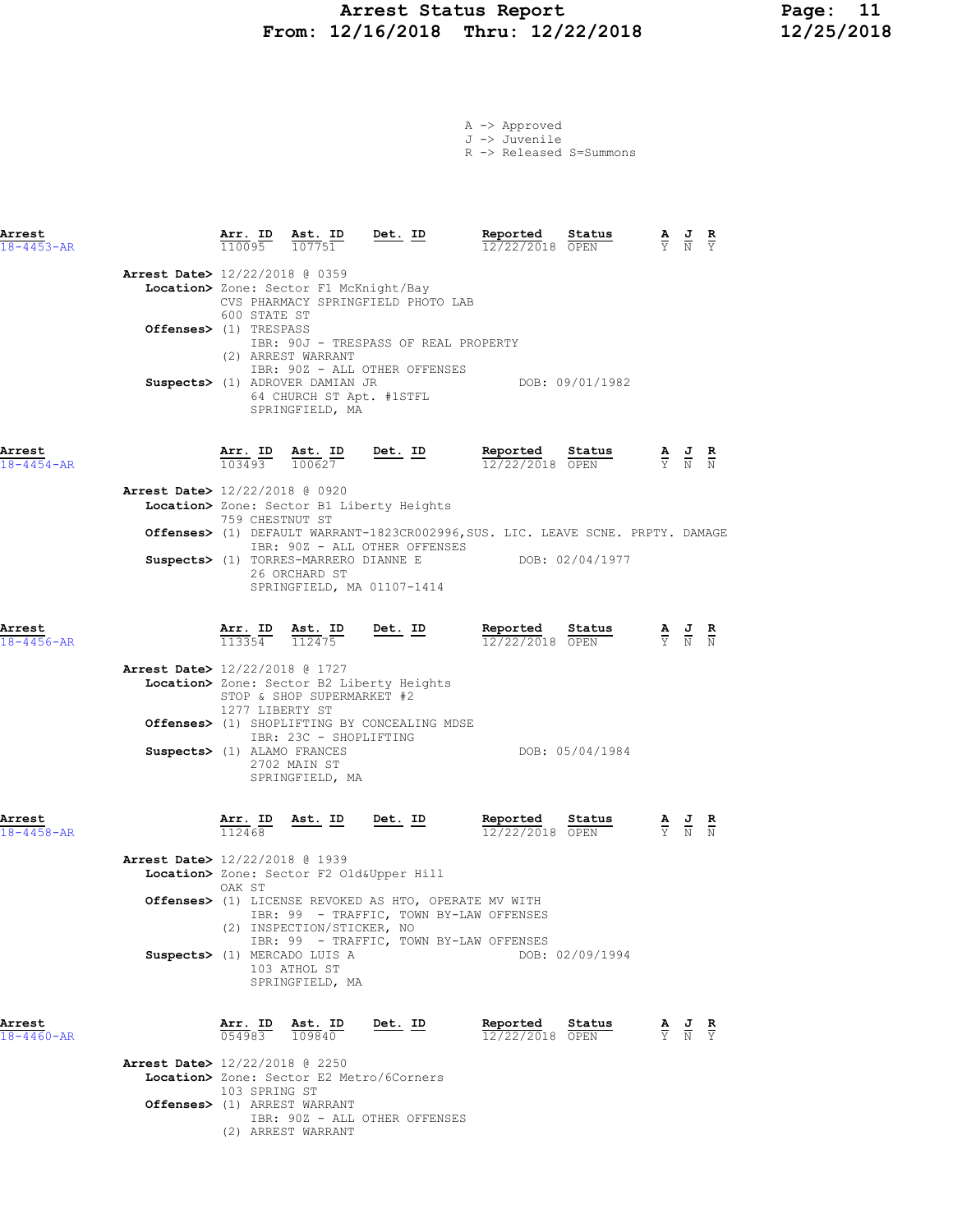# Arrest Status Report
## From: 12/16/2018 Thru: 12/22/2018

A -> Approved
J -> Juvenile
R -> Released S=Summons

---

**Arrest** 18-4453-AR

| Arr. ID | Ast. ID | Det. ID | Reported | Status | A | J | R |
|---|---|---|---|---|---|---|---|
| 110095 | 107751 | | 12/22/2018 | OPEN | Y | N | Y |

**Arrest Date>** 12/22/2018 @ 0359
**Location>** Zone: Sector F1 McKnight/Bay
CVS PHARMACY SPRINGFIELD PHOTO LAB
600 STATE ST
**Offenses>** (1) TRESPASS
IBR: 90J - TRESPASS OF REAL PROPERTY
(2) ARREST WARRANT
IBR: 90Z - ALL OTHER OFFENSES
**Suspects>** (1) ADROVER DAMIAN JR DOB: 09/01/1982
64 CHURCH ST Apt. #1STFL
SPRINGFIELD, MA

---

**Arrest** 18-4454-AR

| Arr. ID | Ast. ID | Det. ID | Reported | Status | A | J | R |
|---|---|---|---|---|---|---|---|
| 103493 | 100627 | | 12/22/2018 | OPEN | Y | N | N |

**Arrest Date>** 12/22/2018 @ 0920
**Location>** Zone: Sector B1 Liberty Heights
759 CHESTNUT ST
**Offenses>** (1) DEFAULT WARRANT-1823CR002996,SUS. LIC. LEAVE SCNE. PRPTY. DAMAGE
IBR: 90Z - ALL OTHER OFFENSES
**Suspects>** (1) TORRES-MARRERO DIANNE E DOB: 02/04/1977
26 ORCHARD ST
SPRINGFIELD, MA 01107-1414

---

**Arrest** 18-4456-AR

| Arr. ID | Ast. ID | Det. ID | Reported | Status | A | J | R |
|---|---|---|---|---|---|---|---|
| 113354 | 112475 | | 12/22/2018 | OPEN | Y | N | N |

**Arrest Date>** 12/22/2018 @ 1727
**Location>** Zone: Sector B2 Liberty Heights
STOP & SHOP SUPERMARKET #2
1277 LIBERTY ST
**Offenses>** (1) SHOPLIFTING BY CONCEALING MDSE
IBR: 23C - SHOPLIFTING
**Suspects>** (1) ALAMO FRANCES DOB: 05/04/1984
2702 MAIN ST
SPRINGFIELD, MA

---

**Arrest** 18-4458-AR

| Arr. ID | Ast. ID | Det. ID | Reported | Status | A | J | R |
|---|---|---|---|---|---|---|---|
| 112468 | | | 12/22/2018 | OPEN | Y | N | N |

**Arrest Date>** 12/22/2018 @ 1939
**Location>** Zone: Sector F2 Old&Upper Hill
OAK ST
**Offenses>** (1) LICENSE REVOKED AS HTO, OPERATE MV WITH
IBR: 99 - TRAFFIC, TOWN BY-LAW OFFENSES
(2) INSPECTION/STICKER, NO
IBR: 99 - TRAFFIC, TOWN BY-LAW OFFENSES
**Suspects>** (1) MERCADO LUIS A DOB: 02/09/1994
103 ATHOL ST
SPRINGFIELD, MA

---

**Arrest** 18-4460-AR

| Arr. ID | Ast. ID | Det. ID | Reported | Status | A | J | R |
|---|---|---|---|---|---|---|---|
| 054983 | 109840 | | 12/22/2018 | OPEN | Y | N | Y |

**Arrest Date>** 12/22/2018 @ 2250
**Location>** Zone: Sector E2 Metro/6Corners
103 SPRING ST
**Offenses>** (1) ARREST WARRANT
IBR: 90Z - ALL OTHER OFFENSES
(2) ARREST WARRANT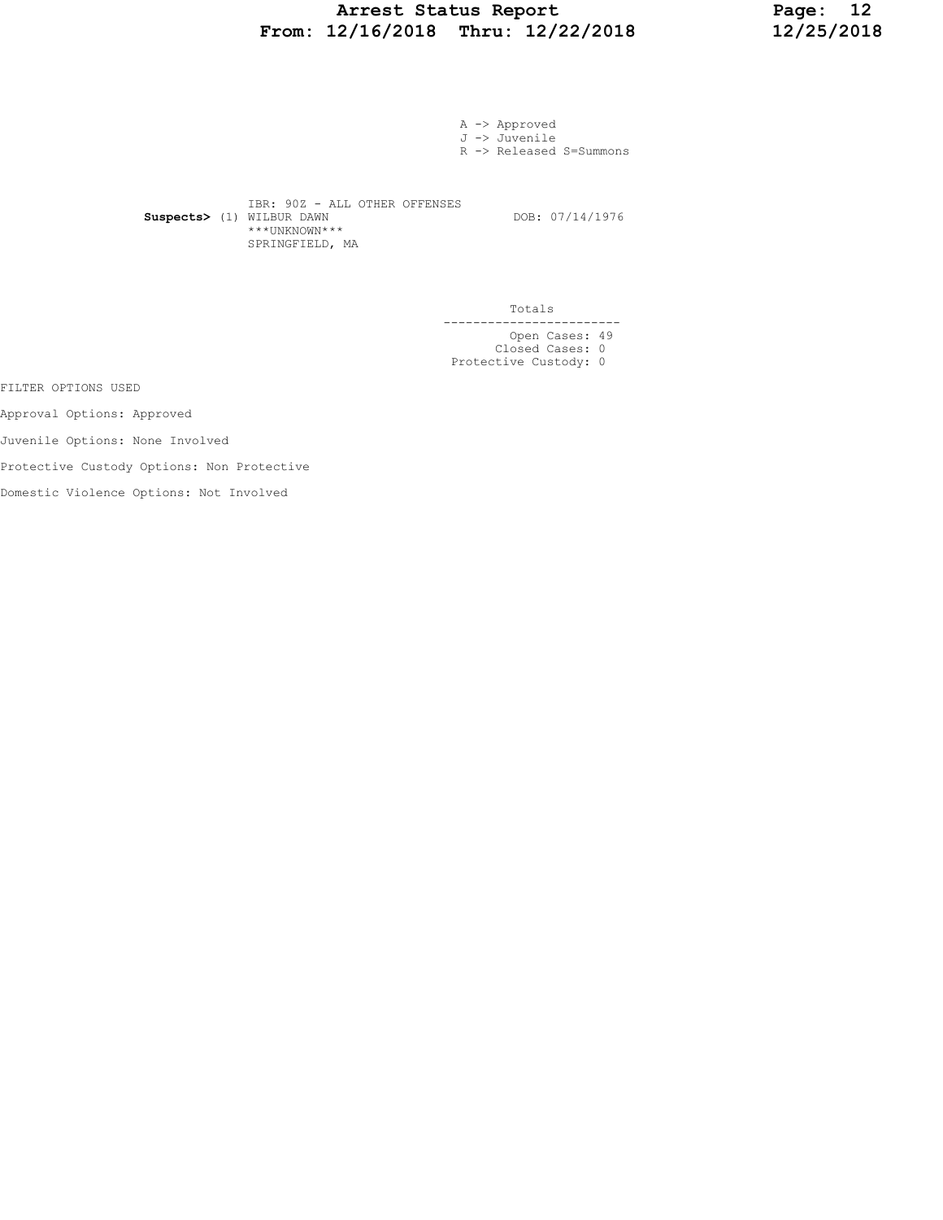A -> Approved
J -> Juvenile
R -> Released S=Summons

IBR: 90Z - ALL OTHER OFFENSES

**Suspects>** (1) WILBUR DAWN DOB: 07/14/1976
***UNKNOWN***
SPRINGFIELD, MA

Totals

Open Cases: 49
Closed Cases: 0
Protective Custody: 0

FILTER OPTIONS USED

Approval Options: Approved

Juvenile Options: None Involved

Protective Custody Options: Non Protective

Domestic Violence Options: Not Involved